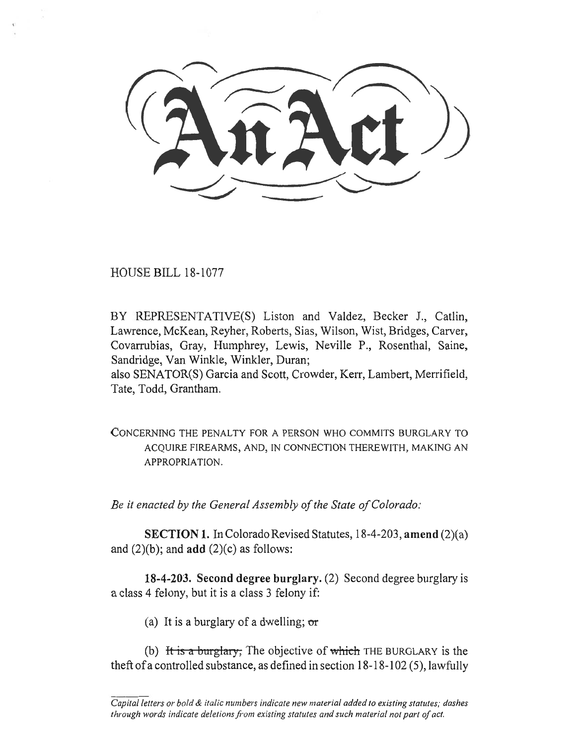# An Act

HOUSE BILL 18-1077

BY REPRESENTATIVE(S) Liston and Valdez, Becker J., Catlin, Lawrence, McKean, Reyher, Roberts, Sias, Wilson, Wist, Bridges, Carver, Covarrubias, Gray, Humphrey, Lewis, Neville P., Rosenthal, Saine, Sandridge, Van Winkle, Winkler, Duran;
also SENATOR(S) Garcia and Scott, Crowder, Kerr, Lambert, Merrifield, Tate, Todd, Grantham.

CONCERNING THE PENALTY FOR A PERSON WHO COMMITS BURGLARY TO ACQUIRE FIREARMS, AND, IN CONNECTION THEREWITH, MAKING AN APPROPRIATION.

*Be it enacted by the General Assembly of the State of Colorado:*

**SECTION 1.** In Colorado Revised Statutes, 18-4-203, **amend** (2)(a) and (2)(b); and **add** (2)(c) as follows:

**18-4-203. Second degree burglary.** (2) Second degree burglary is a class 4 felony, but it is a class 3 felony if:

(a) It is a burglary of a dwelling; ~~or~~

(b) ~~It is a burglary,~~ The objective of ~~which~~ THE BURGLARY is the theft of a controlled substance, as defined in section 18-18-102 (5), lawfully

*Capital letters or bold & italic numbers indicate new material added to existing statutes; dashes through words indicate deletions from existing statutes and such material not part of act.*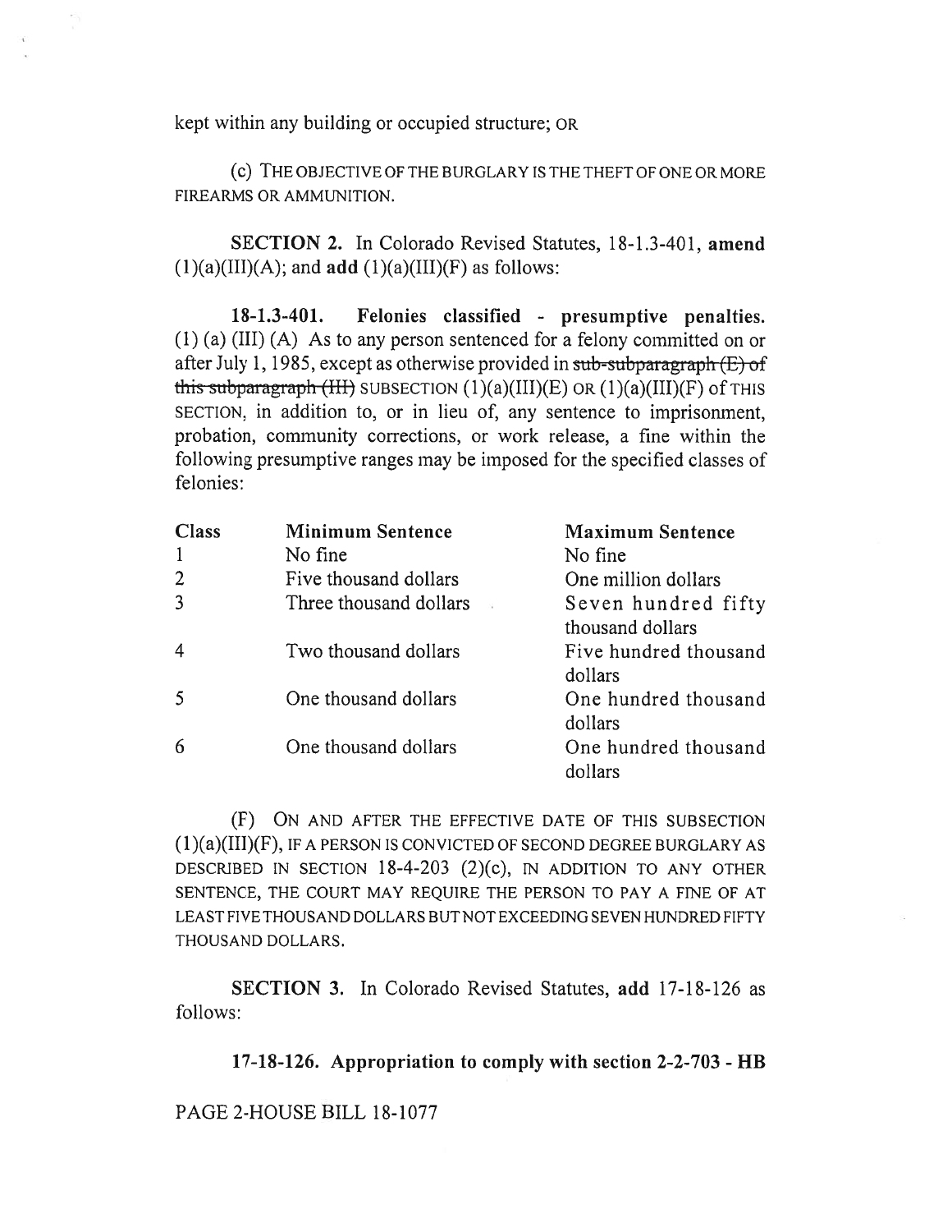kept within any building or occupied structure; OR

(c) THE OBJECTIVE OF THE BURGLARY IS THE THEFT OF ONE OR MORE FIREARMS OR AMMUNITION.

**SECTION 2.** In Colorado Revised Statutes, 18-1.3-401, **amend** (1)(a)(III)(A); and **add** (1)(a)(III)(F) as follows:

**18-1.3-401. Felonies classified - presumptive penalties.** (1) (a) (III) (A) As to any person sentenced for a felony committed on or after July 1, 1985, except as otherwise provided in ~~sub-subparagraph (E) of this subparagraph (III)~~ SUBSECTION (1)(a)(III)(E) OR (1)(a)(III)(F) OF THIS SECTION, in addition to, or in lieu of, any sentence to imprisonment, probation, community corrections, or work release, a fine within the following presumptive ranges may be imposed for the specified classes of felonies:

| Class | Minimum Sentence | Maximum Sentence |
|---|---|---|
| 1 | No fine | No fine |
| 2 | Five thousand dollars | One million dollars |
| 3 | Three thousand dollars | Seven hundred fifty thousand dollars |
| 4 | Two thousand dollars | Five hundred thousand dollars |
| 5 | One thousand dollars | One hundred thousand dollars |
| 6 | One thousand dollars | One hundred thousand dollars |

(F) ON AND AFTER THE EFFECTIVE DATE OF THIS SUBSECTION (1)(a)(III)(F), IF A PERSON IS CONVICTED OF SECOND DEGREE BURGLARY AS DESCRIBED IN SECTION 18-4-203 (2)(c), IN ADDITION TO ANY OTHER SENTENCE, THE COURT MAY REQUIRE THE PERSON TO PAY A FINE OF AT LEAST FIVE THOUSAND DOLLARS BUT NOT EXCEEDING SEVEN HUNDRED FIFTY THOUSAND DOLLARS.

**SECTION 3.** In Colorado Revised Statutes, **add** 17-18-126 as follows:

**17-18-126. Appropriation to comply with section 2-2-703 - HB**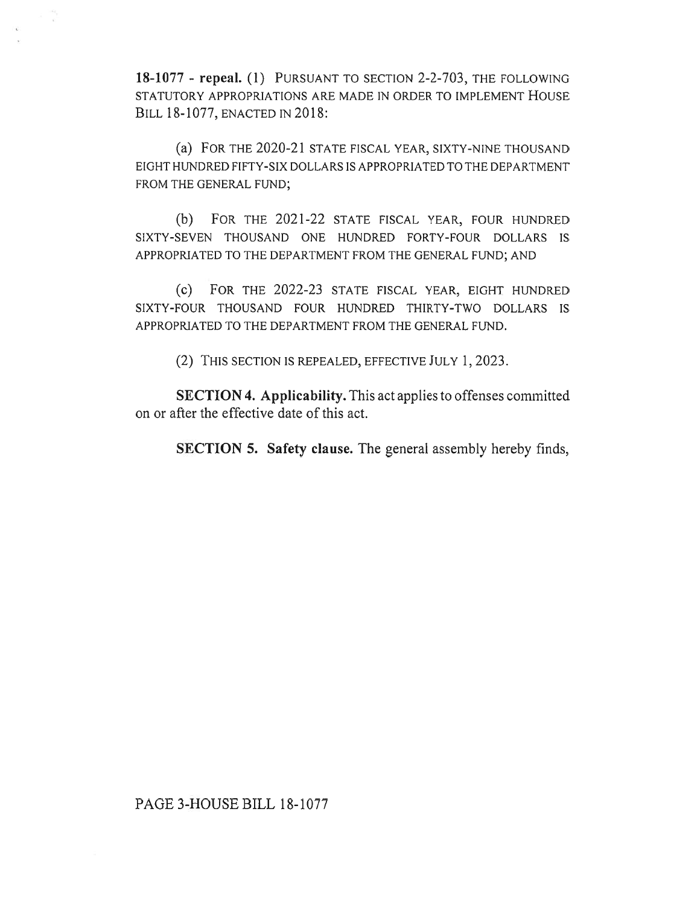**18-1077 - repeal.** (1) PURSUANT TO SECTION 2-2-703, THE FOLLOWING STATUTORY APPROPRIATIONS ARE MADE IN ORDER TO IMPLEMENT HOUSE BILL 18-1077, ENACTED IN 2018:

(a) FOR THE 2020-21 STATE FISCAL YEAR, SIXTY-NINE THOUSAND EIGHT HUNDRED FIFTY-SIX DOLLARS IS APPROPRIATED TO THE DEPARTMENT FROM THE GENERAL FUND;

(b) FOR THE 2021-22 STATE FISCAL YEAR, FOUR HUNDRED SIXTY-SEVEN THOUSAND ONE HUNDRED FORTY-FOUR DOLLARS IS APPROPRIATED TO THE DEPARTMENT FROM THE GENERAL FUND; AND

(c) FOR THE 2022-23 STATE FISCAL YEAR, EIGHT HUNDRED SIXTY-FOUR THOUSAND FOUR HUNDRED THIRTY-TWO DOLLARS IS APPROPRIATED TO THE DEPARTMENT FROM THE GENERAL FUND.

(2) THIS SECTION IS REPEALED, EFFECTIVE JULY 1, 2023.

**SECTION 4. Applicability.** This act applies to offenses committed on or after the effective date of this act.

**SECTION 5. Safety clause.** The general assembly hereby finds,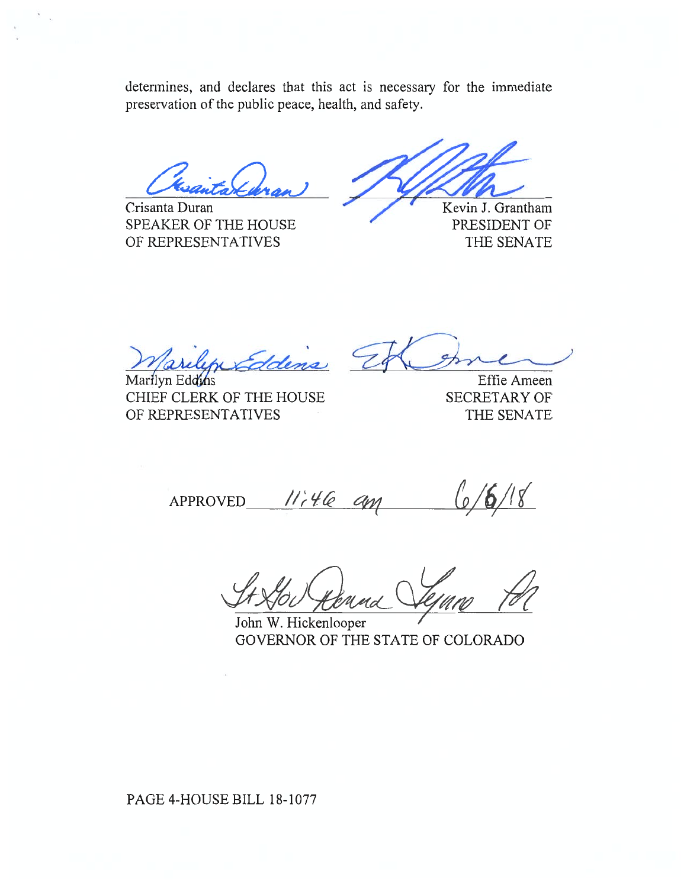determines, and declares that this act is necessary for the immediate preservation of the public peace, health, and safety.

Crisanta Duran
SPEAKER OF THE HOUSE
OF REPRESENTATIVES

Kevin J. Grantham
PRESIDENT OF
THE SENATE

Marilyn Eddins
CHIEF CLERK OF THE HOUSE
OF REPRESENTATIVES

Effie Ameen
SECRETARY OF
THE SENATE

APPROVED 11:46 am 6/6/18

John W. Hickenlooper
GOVERNOR OF THE STATE OF COLORADO

PAGE 4-HOUSE BILL 18-1077